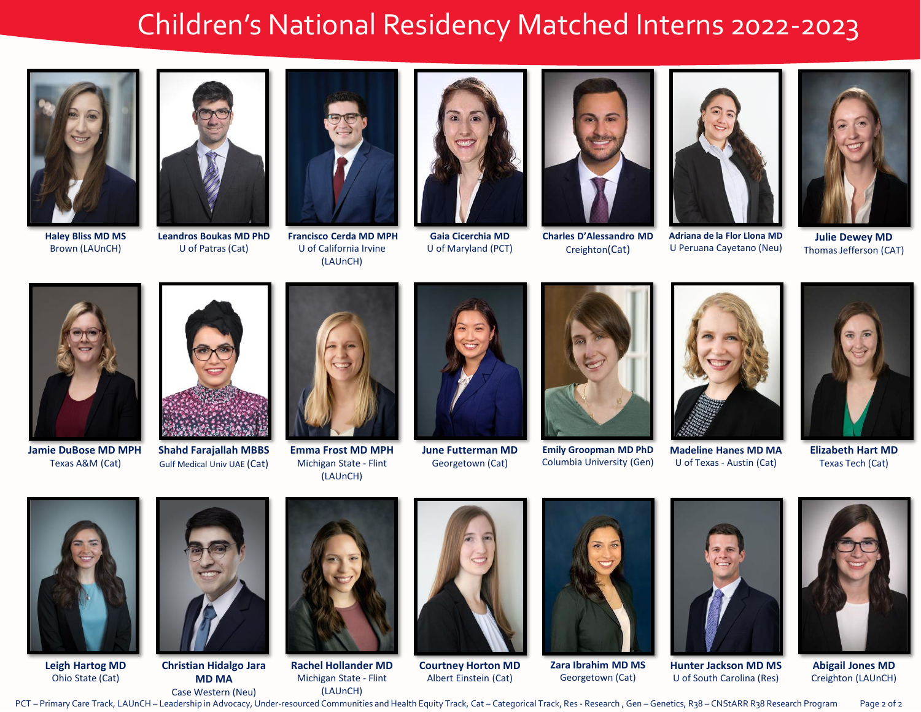# Children's National Residency Matched Interns 2022-2023

**Haley Bliss MD MS**
Brown (LAUnCH)

**Leandros Boukas MD PhD**
U of Patras (Cat)

**Francisco Cerda MD MPH**
U of California Irvine (LAUnCH)

**Gaia Cicerchia MD**
U of Maryland (PCT)

**Charles D'Alessandro MD**
Creighton(Cat)

**Adriana de la Flor Llona MD**
U Peruana Cayetano (Neu)

**Julie Dewey MD**
Thomas Jefferson (CAT)

**Jamie DuBose MD MPH**
Texas A&M (Cat)

**Shahd Farajallah MBBS**
Gulf Medical Univ UAE (Cat)

**Emma Frost MD MPH**
Michigan State - Flint (LAUnCH)

**June Futterman MD**
Georgetown (Cat)

**Emily Groopman MD PhD**
Columbia University (Gen)

**Madeline Hanes MD MA**
U of Texas - Austin (Cat)

**Elizabeth Hart MD**
Texas Tech (Cat)

**Leigh Hartog MD**
Ohio State (Cat)

**Christian Hidalgo Jara MD MA**
Case Western (Neu)

**Rachel Hollander MD**
Michigan State - Flint (LAUnCH)

**Courtney Horton MD**
Albert Einstein (Cat)

**Zara Ibrahim MD MS**
Georgetown (Cat)

**Hunter Jackson MD MS**
U of South Carolina (Res)

**Abigail Jones MD**
Creighton (LAUnCH)

PCT – Primary Care Track, LAUnCH – Leadership in Advocacy, Under-resourced Communities and Health Equity Track, Cat – Categorical Track, Res - Research , Gen – Genetics, R38 – CNStARR R38 Research Program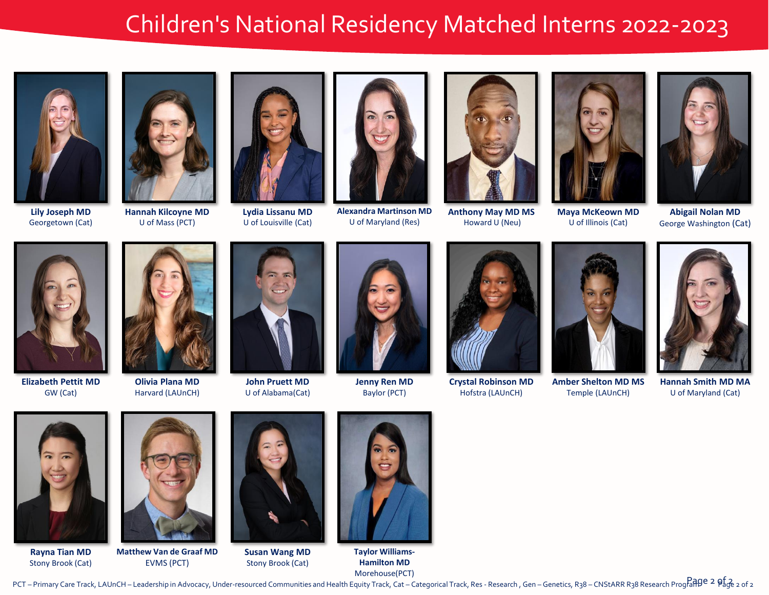# Children's National Residency Matched Interns 2022-2023

**Lily Joseph MD**
Georgetown (Cat)

**Hannah Kilcoyne MD**
U of Mass (PCT)

**Lydia Lissanu MD**
U of Louisville (Cat)

**Alexandra Martinson MD**
U of Maryland (Res)

**Anthony May MD MS**
Howard U (Neu)

**Maya McKeown MD**
U of Illinois (Cat)

**Abigail Nolan MD**
George Washington (Cat)

**Elizabeth Pettit MD**
GW (Cat)

**Olivia Plana MD**
Harvard (LAUnCH)

**John Pruett MD**
U of Alabama(Cat)

**Jenny Ren MD**
Baylor (PCT)

**Crystal Robinson MD**
Hofstra (LAUnCH)

**Amber Shelton MD MS**
Temple (LAUnCH)

**Hannah Smith MD MA**
U of Maryland (Cat)

**Rayna Tian MD**
Stony Brook (Cat)

**Matthew Van de Graaf MD**
EVMS (PCT)

**Susan Wang MD**
Stony Brook (Cat)

**Taylor Williams-Hamilton MD**
Morehouse(PCT)

PCT – Primary Care Track, LAUnCH – Leadership in Advocacy, Under-resourced Communities and Health Equity Track, Cat – Categorical Track, Res - Research , Gen – Genetics, R38 – CNStARR R38 Research Program